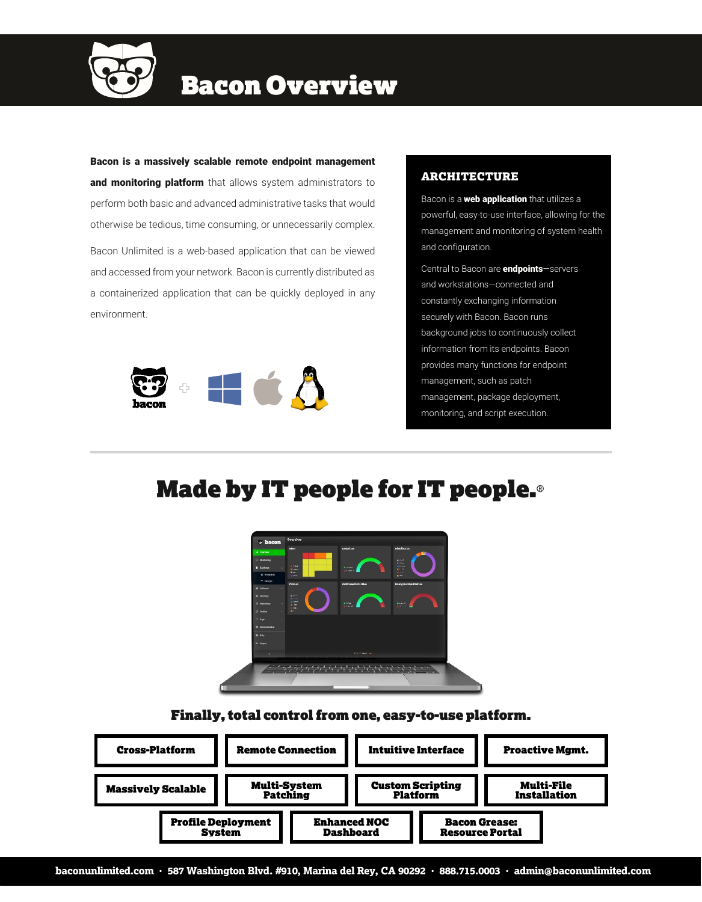# Bacon Overview

**Bacon is a massively scalable remote endpoint management and monitoring platform** that allows system administrators to perform both basic and advanced administrative tasks that would otherwise be tedious, time consuming, or unnecessarily complex.

Bacon Unlimited is a web-based application that can be viewed and accessed from your network. Bacon is currently distributed as a containerized application that can be quickly deployed in any environment.

## ARCHITECTURE

Bacon is a **web application** that utilizes a powerful, easy-to-use interface, allowing for the management and monitoring of system health and configuration.

Central to Bacon are **endpoints**—servers and workstations—connected and constantly exchanging information securely with Bacon. Bacon runs background jobs to continuously collect information from its endpoints. Bacon provides many functions for endpoint management, such as patch management, package deployment, monitoring, and script execution.

## Made by IT people for IT people.®

### Finally, total control from one, easy-to-use platform.

- Cross-Platform
- Remote Connection
- Intuitive Interface
- Proactive Mgmt.
- Massively Scalable
- Multi-System Patching
- Custom Scripting Platform
- Multi-File Installation
- Profile Deployment System
- Enhanced NOC Dashboard
- Bacon Grease: Resource Portal

**baconunlimited.com · 587 Washington Blvd. #910, Marina del Rey, CA 90292 · 888.715.0003 · admin@baconunlimited.com**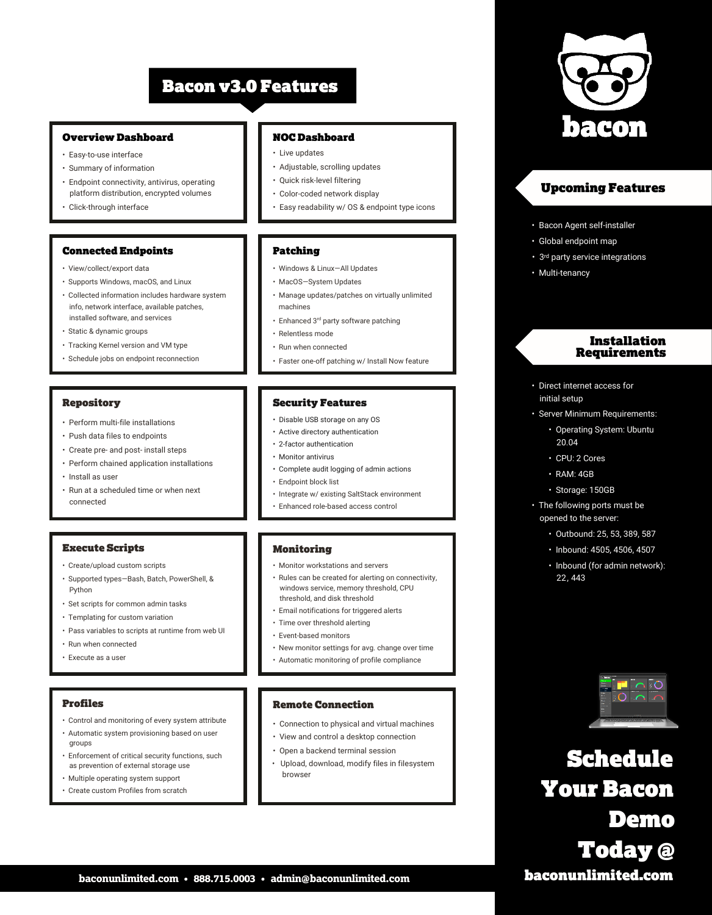# Bacon v3.0 Features

### Overview Dashboard

- Easy-to-use interface
- Summary of information
- Endpoint connectivity, antivirus, operating platform distribution, encrypted volumes
- Click-through interface

### NOC Dashboard

- Live updates
- Adjustable, scrolling updates
- Quick risk-level filtering
- Color-coded network display
- Easy readability w/ OS & endpoint type icons

### Connected Endpoints

- View/collect/export data
- Supports Windows, macOS, and Linux
- Collected information includes hardware system info, network interface, available patches, installed software, and services
- Static & dynamic groups
- Tracking Kernel version and VM type
- Schedule jobs on endpoint reconnection

### Patching

- Windows & Linux—All Updates
- MacOS—System Updates
- Manage updates/patches on virtually unlimited machines
- Enhanced 3rd party software patching
- Relentless mode
- Run when connected
- Faster one-off patching w/ Install Now feature

### Repository

- Perform multi-file installations
- Push data files to endpoints
- Create pre- and post- install steps
- Perform chained application installations
- Install as user
- Run at a scheduled time or when next connected

### Security Features

- Disable USB storage on any OS
- Active directory authentication
- 2-factor authentication
- Monitor antivirus
- Complete audit logging of admin actions
- Endpoint block list
- Integrate w/ existing SaltStack environment
- Enhanced role-based access control

### Execute Scripts

- Create/upload custom scripts
- Supported types—Bash, Batch, PowerShell, & Python
- Set scripts for common admin tasks
- Templating for custom variation
- Pass variables to scripts at runtime from web UI
- Run when connected
- Execute as a user

### Monitoring

- Monitor workstations and servers
- Rules can be created for alerting on connectivity, windows service, memory threshold, CPU threshold, and disk threshold
- Email notifications for triggered alerts
- Time over threshold alerting
- Event-based monitors
- New monitor settings for avg. change over time
- Automatic monitoring of profile compliance

### Profiles

- Control and monitoring of every system attribute
- Automatic system provisioning based on user groups
- Enforcement of critical security functions, such as prevention of external storage use
- Multiple operating system support
- Create custom Profiles from scratch

### Remote Connection

- Connection to physical and virtual machines
- View and control a desktop connection
- Open a backend terminal session
- Upload, download, modify files in filesystem browser

bacon

## Upcoming Features

- Bacon Agent self-installer
- Global endpoint map
- 3rd party service integrations
- Multi-tenancy

## Installation Requirements

- Direct internet access for initial setup
- Server Minimum Requirements:
  - Operating System: Ubuntu 20.04
  - CPU: 2 Cores
  - RAM: 4GB
  - Storage: 150GB
- The following ports must be opened to the server:
  - Outbound: 25, 53, 389, 587
  - Inbound: 4505, 4506, 4507
  - Inbound (for admin network): 22, 443

## Schedule Your Bacon Demo Today @ baconunlimited.com

baconunlimited.com • 888.715.0003 • admin@baconunlimited.com